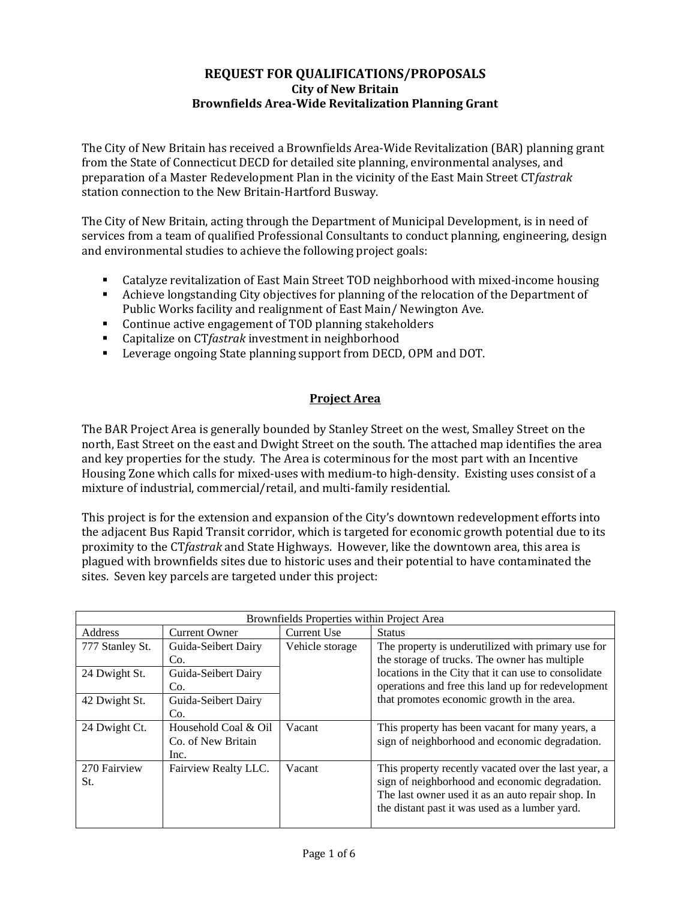**REQUEST FOR QUALIFICATIONS/PROPOSALS**
**City of New Britain**
**Brownfields Area-Wide Revitalization Planning Grant**

The City of New Britain has received a Brownfields Area-Wide Revitalization (BAR) planning grant from the State of Connecticut DECD for detailed site planning, environmental analyses, and preparation of a Master Redevelopment Plan in the vicinity of the East Main Street CT*fastrak* station connection to the New Britain-Hartford Busway.

The City of New Britain, acting through the Department of Municipal Development, is in need of services from a team of qualified Professional Consultants to conduct planning, engineering, design and environmental studies to achieve the following project goals:

- Catalyze revitalization of East Main Street TOD neighborhood with mixed-income housing
- Achieve longstanding City objectives for planning of the relocation of the Department of Public Works facility and realignment of East Main/ Newington Ave.
- Continue active engagement of TOD planning stakeholders
- Capitalize on CT*fastrak* investment in neighborhood
- Leverage ongoing State planning support from DECD, OPM and DOT.

## Project Area

The BAR Project Area is generally bounded by Stanley Street on the west, Smalley Street on the north, East Street on the east and Dwight Street on the south. The attached map identifies the area and key properties for the study. The Area is coterminous for the most part with an Incentive Housing Zone which calls for mixed-uses with medium-to high-density. Existing uses consist of a mixture of industrial, commercial/retail, and multi-family residential.

This project is for the extension and expansion of the City's downtown redevelopment efforts into the adjacent Bus Rapid Transit corridor, which is targeted for economic growth potential due to its proximity to the CT*fastrak* and State Highways. However, like the downtown area, this area is plagued with brownfields sites due to historic uses and their potential to have contaminated the sites. Seven key parcels are targeted under this project:

| Brownfields Properties within Project Area | | | |
|---|---|---|---|
| Address | Current Owner | Current Use | Status |
| 777 Stanley St. | Guida-Seibert Dairy Co. | Vehicle storage | The property is underutilized with primary use for the storage of trucks. The owner has multiple locations in the City that it can use to consolidate operations and free this land up for redevelopment that promotes economic growth in the area. |
| 24 Dwight St. | Guida-Seibert Dairy Co. | | |
| 42 Dwight St. | Guida-Seibert Dairy Co. | | |
| 24 Dwight Ct. | Household Coal & Oil Co. of New Britain Inc. | Vacant | This property has been vacant for many years, a sign of neighborhood and economic degradation. |
| 270 Fairview St. | Fairview Realty LLC. | Vacant | This property recently vacated over the last year, a sign of neighborhood and economic degradation. The last owner used it as an auto repair shop. In the distant past it was used as a lumber yard. |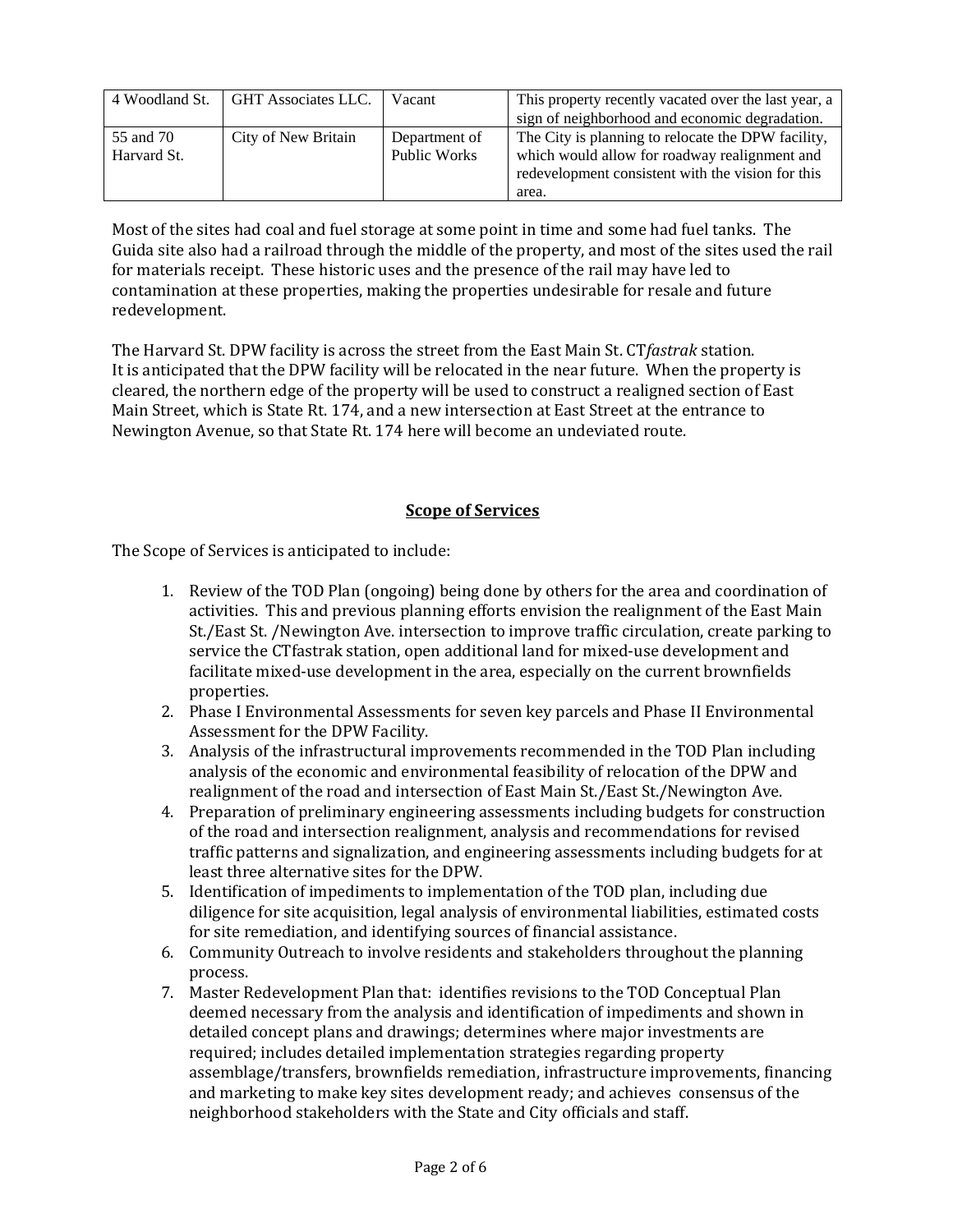| 4 Woodland St. | GHT Associates LLC. | Vacant | This property recently vacated over the last year, a sign of neighborhood and economic degradation. |
|---|---|---|---|
| 55 and 70 Harvard St. | City of New Britain | Department of Public Works | The City is planning to relocate the DPW facility, which would allow for roadway realignment and redevelopment consistent with the vision for this area. |

Most of the sites had coal and fuel storage at some point in time and some had fuel tanks. The Guida site also had a railroad through the middle of the property, and most of the sites used the rail for materials receipt. These historic uses and the presence of the rail may have led to contamination at these properties, making the properties undesirable for resale and future redevelopment.

The Harvard St. DPW facility is across the street from the East Main St. CT*fastrak* station. It is anticipated that the DPW facility will be relocated in the near future. When the property is cleared, the northern edge of the property will be used to construct a realigned section of East Main Street, which is State Rt. 174, and a new intersection at East Street at the entrance to Newington Avenue, so that State Rt. 174 here will become an undeviated route.

## Scope of Services

The Scope of Services is anticipated to include:

1. Review of the TOD Plan (ongoing) being done by others for the area and coordination of activities. This and previous planning efforts envision the realignment of the East Main St./East St. /Newington Ave. intersection to improve traffic circulation, create parking to service the CTfastrak station, open additional land for mixed-use development and facilitate mixed-use development in the area, especially on the current brownfields properties.
2. Phase I Environmental Assessments for seven key parcels and Phase II Environmental Assessment for the DPW Facility.
3. Analysis of the infrastructural improvements recommended in the TOD Plan including analysis of the economic and environmental feasibility of relocation of the DPW and realignment of the road and intersection of East Main St./East St./Newington Ave.
4. Preparation of preliminary engineering assessments including budgets for construction of the road and intersection realignment, analysis and recommendations for revised traffic patterns and signalization, and engineering assessments including budgets for at least three alternative sites for the DPW.
5. Identification of impediments to implementation of the TOD plan, including due diligence for site acquisition, legal analysis of environmental liabilities, estimated costs for site remediation, and identifying sources of financial assistance.
6. Community Outreach to involve residents and stakeholders throughout the planning process.
7. Master Redevelopment Plan that: identifies revisions to the TOD Conceptual Plan deemed necessary from the analysis and identification of impediments and shown in detailed concept plans and drawings; determines where major investments are required; includes detailed implementation strategies regarding property assemblage/transfers, brownfields remediation, infrastructure improvements, financing and marketing to make key sites development ready; and achieves consensus of the neighborhood stakeholders with the State and City officials and staff.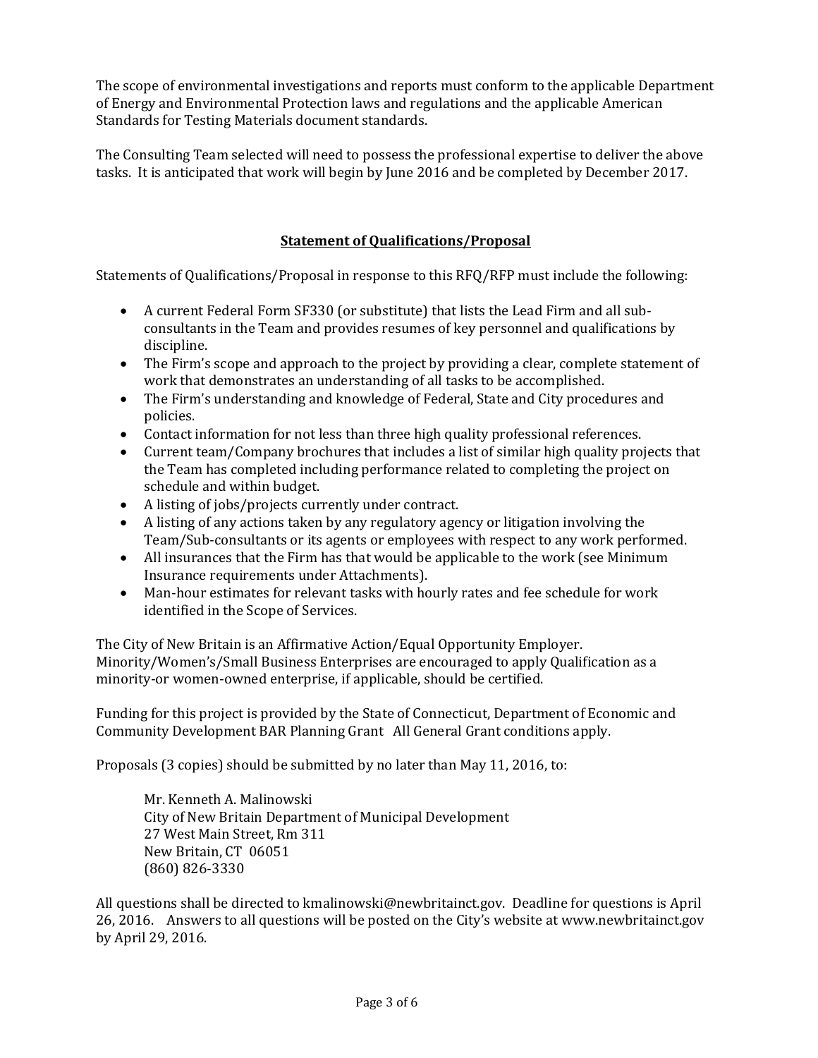The scope of environmental investigations and reports must conform to the applicable Department of Energy and Environmental Protection laws and regulations and the applicable American Standards for Testing Materials document standards.

The Consulting Team selected will need to possess the professional expertise to deliver the above tasks. It is anticipated that work will begin by June 2016 and be completed by December 2017.

## Statement of Qualifications/Proposal

Statements of Qualifications/Proposal in response to this RFQ/RFP must include the following:

- A current Federal Form SF330 (or substitute) that lists the Lead Firm and all sub-consultants in the Team and provides resumes of key personnel and qualifications by discipline.
- The Firm's scope and approach to the project by providing a clear, complete statement of work that demonstrates an understanding of all tasks to be accomplished.
- The Firm's understanding and knowledge of Federal, State and City procedures and policies.
- Contact information for not less than three high quality professional references.
- Current team/Company brochures that includes a list of similar high quality projects that the Team has completed including performance related to completing the project on schedule and within budget.
- A listing of jobs/projects currently under contract.
- A listing of any actions taken by any regulatory agency or litigation involving the Team/Sub-consultants or its agents or employees with respect to any work performed.
- All insurances that the Firm has that would be applicable to the work (see Minimum Insurance requirements under Attachments).
- Man-hour estimates for relevant tasks with hourly rates and fee schedule for work identified in the Scope of Services.

The City of New Britain is an Affirmative Action/Equal Opportunity Employer. Minority/Women's/Small Business Enterprises are encouraged to apply Qualification as a minority-or women-owned enterprise, if applicable, should be certified.

Funding for this project is provided by the State of Connecticut, Department of Economic and Community Development BAR Planning Grant All General Grant conditions apply.

Proposals (3 copies) should be submitted by no later than May 11, 2016, to:

Mr. Kenneth A. Malinowski
City of New Britain Department of Municipal Development
27 West Main Street, Rm 311
New Britain, CT 06051
(860) 826-3330

All questions shall be directed to kmalinowski@newbritainct.gov. Deadline for questions is April 26, 2016. Answers to all questions will be posted on the City's website at www.newbritainct.gov by April 29, 2016.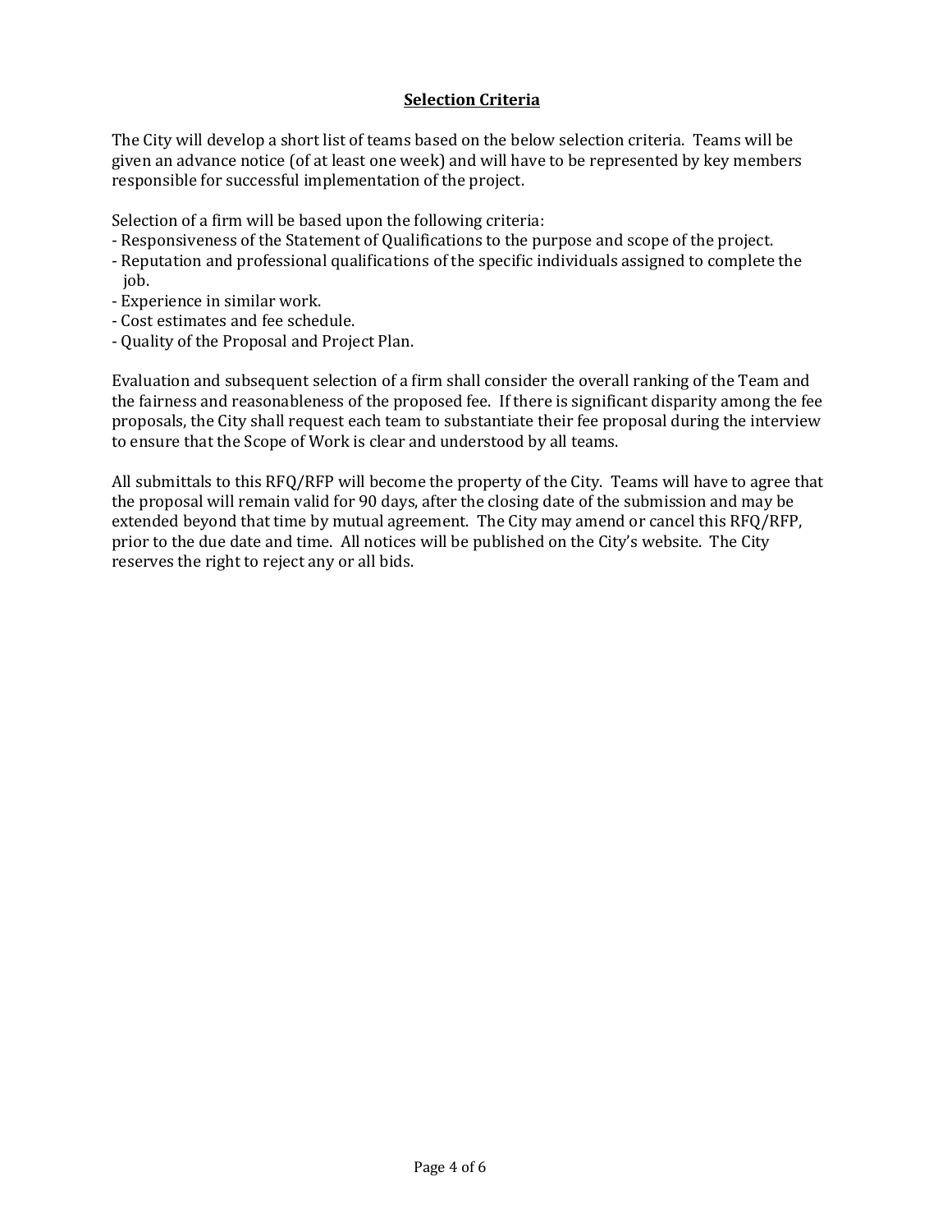## Selection Criteria

The City will develop a short list of teams based on the below selection criteria. Teams will be given an advance notice (of at least one week) and will have to be represented by key members responsible for successful implementation of the project.

Selection of a firm will be based upon the following criteria:

- Responsiveness of the Statement of Qualifications to the purpose and scope of the project.
- Reputation and professional qualifications of the specific individuals assigned to complete the job.
- Experience in similar work.
- Cost estimates and fee schedule.
- Quality of the Proposal and Project Plan.

Evaluation and subsequent selection of a firm shall consider the overall ranking of the Team and the fairness and reasonableness of the proposed fee. If there is significant disparity among the fee proposals, the City shall request each team to substantiate their fee proposal during the interview to ensure that the Scope of Work is clear and understood by all teams.

All submittals to this RFQ/RFP will become the property of the City. Teams will have to agree that the proposal will remain valid for 90 days, after the closing date of the submission and may be extended beyond that time by mutual agreement. The City may amend or cancel this RFQ/RFP, prior to the due date and time. All notices will be published on the City's website. The City reserves the right to reject any or all bids.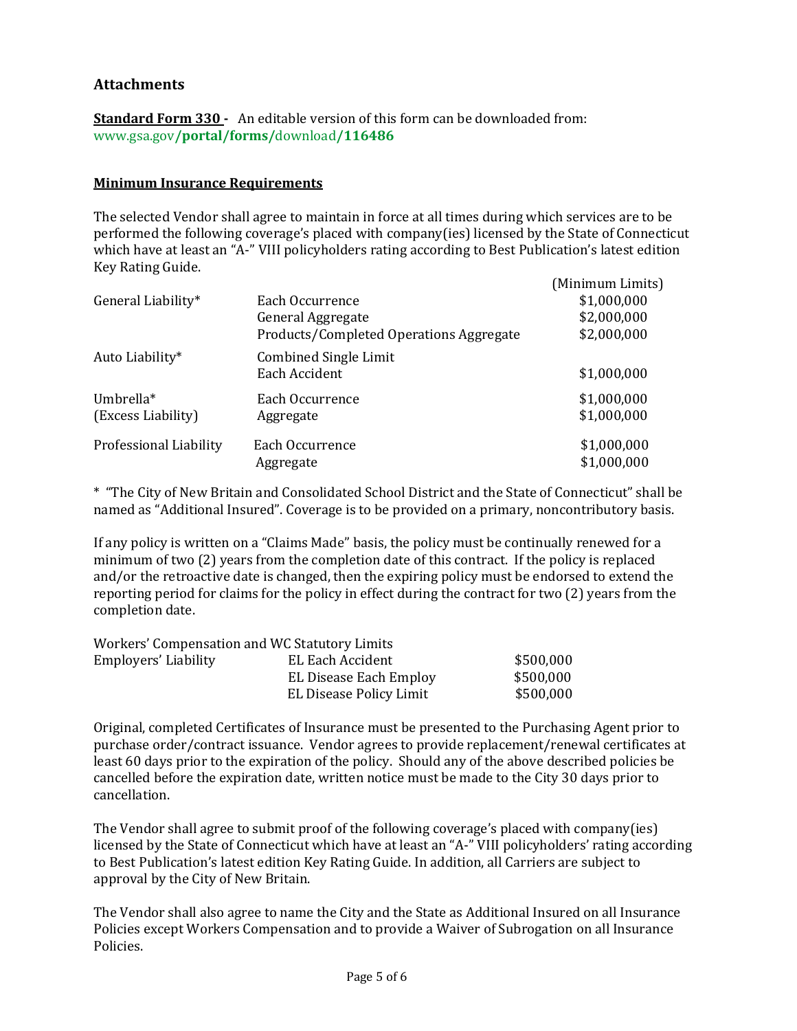## Attachments

**Standard Form 330 -** An editable version of this form can be downloaded from: www.gsa.gov**/portal/forms/**download**/116486**

**Minimum Insurance Requirements**

The selected Vendor shall agree to maintain in force at all times during which services are to be performed the following coverage's placed with company(ies) licensed by the State of Connecticut which have at least an "A-" VIII policyholders rating according to Best Publication's latest edition Key Rating Guide.

| | | (Minimum Limits) |
|---|---|---|
| General Liability* | Each Occurrence | $1,000,000 |
| | General Aggregate | $2,000,000 |
| | Products/Completed Operations Aggregate | $2,000,000 |
| Auto Liability* | Combined Single Limit Each Accident | $1,000,000 |
| Umbrella* (Excess Liability) | Each Occurrence | $1,000,000 |
| | Aggregate | $1,000,000 |
| Professional Liability | Each Occurrence | $1,000,000 |
| | Aggregate | $1,000,000 |

* "The City of New Britain and Consolidated School District and the State of Connecticut" shall be named as "Additional Insured". Coverage is to be provided on a primary, noncontributory basis.

If any policy is written on a "Claims Made" basis, the policy must be continually renewed for a minimum of two (2) years from the completion date of this contract. If the policy is replaced and/or the retroactive date is changed, then the expiring policy must be endorsed to extend the reporting period for claims for the policy in effect during the contract for two (2) years from the completion date.

| Workers' Compensation and WC Statutory Limits | | |
|---|---|---|
| Employers' Liability | EL Each Accident | $500,000 |
| | EL Disease Each Employ | $500,000 |
| | EL Disease Policy Limit | $500,000 |

Original, completed Certificates of Insurance must be presented to the Purchasing Agent prior to purchase order/contract issuance. Vendor agrees to provide replacement/renewal certificates at least 60 days prior to the expiration of the policy. Should any of the above described policies be cancelled before the expiration date, written notice must be made to the City 30 days prior to cancellation.

The Vendor shall agree to submit proof of the following coverage's placed with company(ies) licensed by the State of Connecticut which have at least an "A-" VIII policyholders' rating according to Best Publication's latest edition Key Rating Guide. In addition, all Carriers are subject to approval by the City of New Britain.

The Vendor shall also agree to name the City and the State as Additional Insured on all Insurance Policies except Workers Compensation and to provide a Waiver of Subrogation on all Insurance Policies.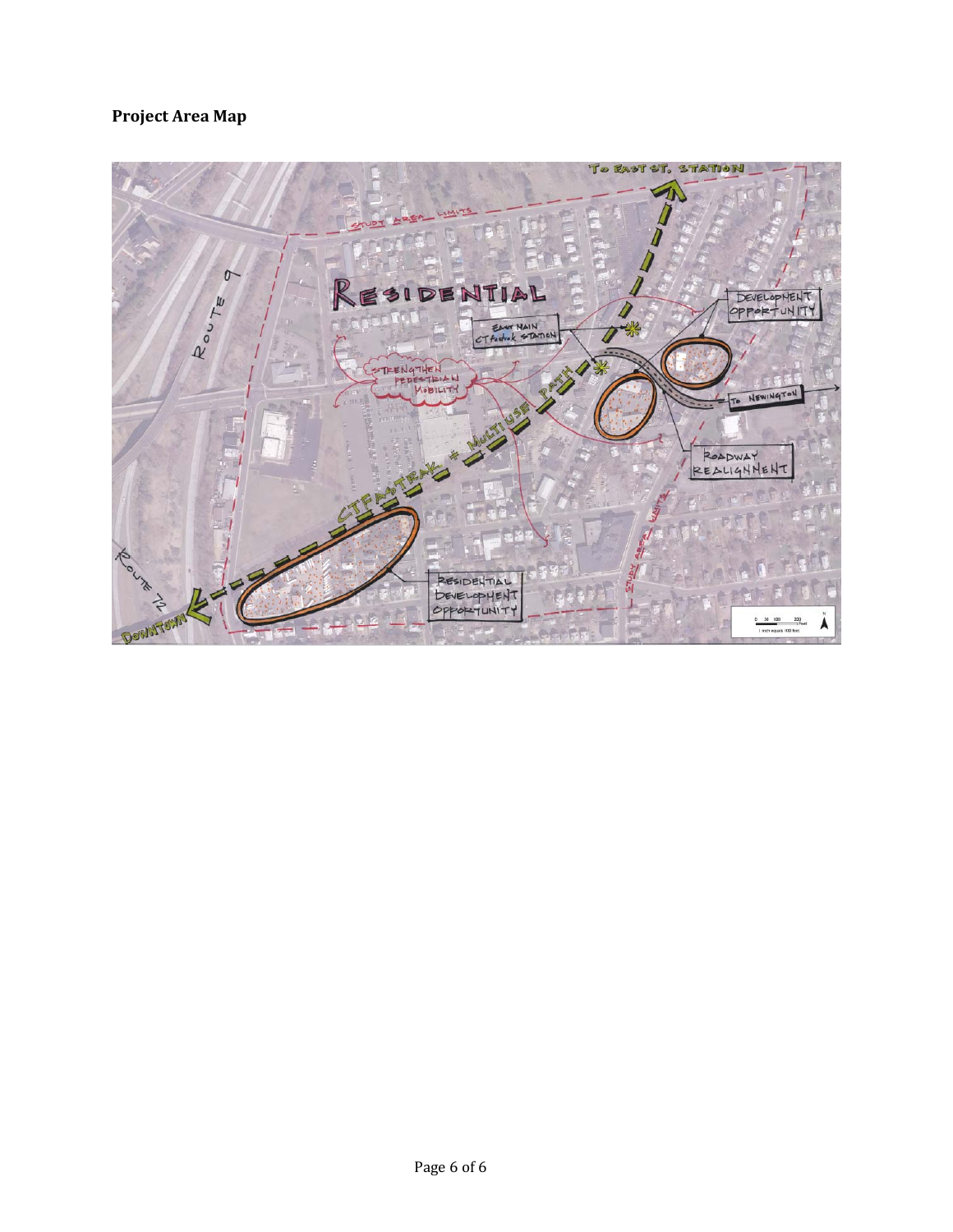## Project Area Map

TO EAST ST. STATION

STUDY AREA LIMITS

ROUTE 9

RESIDENTIAL

EAST MAIN CTfastrak STATION

DEVELOPMENT OPPORTUNITY

STRENGTHEN PEDESTRIAN MOBILITY

TO NEWINGTON

CTFASTRAK + MULTIUSE PATH

ROADWAY REALIGNMENT

STUDY AREA LIMITS

ROUTE 72

DOWNTOWN

RESIDENTIAL DEVELOPMENT OPPORTUNITY

0 50 100 200 Feet

1 inch equals 100 feet

N